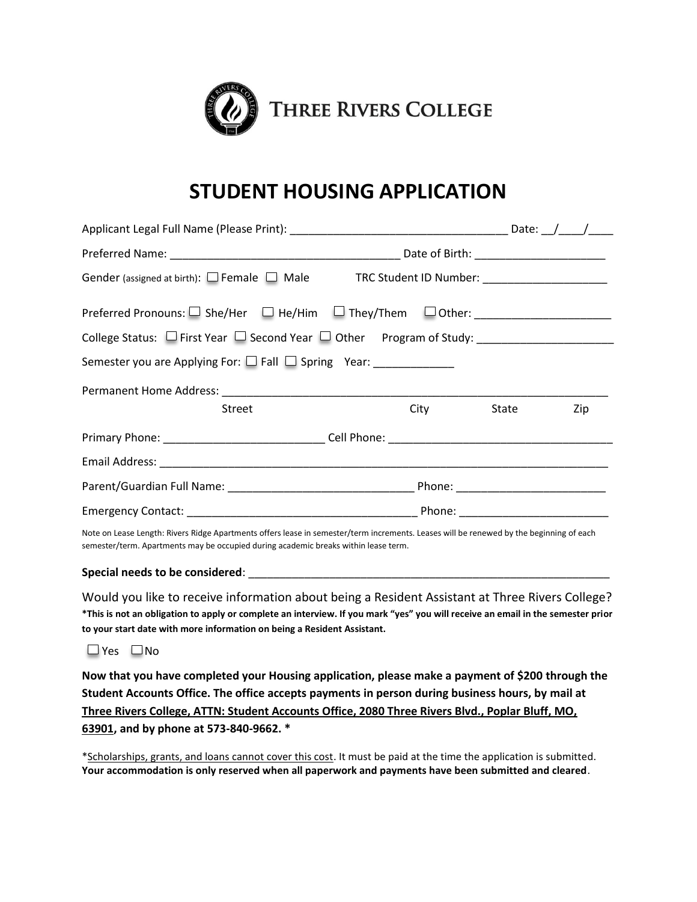THREE RIVERS COLLEGE

# STUDENT HOUSING APPLICATION

Applicant Legal Full Name (Please Print): ________________________________ Date: __/____/____

Preferred Name: ____________________________________ Date of Birth: ____________________

Gender (assigned at birth): ☐ Female ☐ Male TRC Student ID Number: ___________________

Preferred Pronouns: ☐ She/Her ☐ He/Him ☐ They/Them ☐ Other: _____________________

College Status: ☐ First Year ☐ Second Year ☐ Other Program of Study: _____________________

Semester you are Applying For: ☐ Fall ☐ Spring Year: ____________

Permanent Home Address: ____________________________________________________________

Street City State Zip

Primary Phone: ________________________ Cell Phone: __________________________________

Email Address: _______________________________________________________________________

Parent/Guardian Full Name: ____________________________ Phone: ______________________

Emergency Contact: ___________________________________ Phone: ______________________

Note on Lease Length: Rivers Ridge Apartments offers lease in semester/term increments. Leases will be renewed by the beginning of each semester/term. Apartments may be occupied during academic breaks within lease term.

**Special needs to be considered**: _________________________________________________________

Would you like to receive information about being a Resident Assistant at Three Rivers College?
**\*This is not an obligation to apply or complete an interview. If you mark "yes" you will receive an email in the semester prior to your start date with more information on being a Resident Assistant.**

☐ Yes ☐ No

**Now that you have completed your Housing application, please make a payment of $200 through the Student Accounts Office. The office accepts payments in person during business hours, by mail at <u>Three Rivers College, ATTN: Student Accounts Office, 2080 Three Rivers Blvd., Poplar Bluff, MO, 63901</u>, and by phone at 573-840-9662. \***

\*<u>Scholarships, grants, and loans cannot cover this cost</u>. It must be paid at the time the application is submitted. **Your accommodation is only reserved when all paperwork and payments have been submitted and cleared**.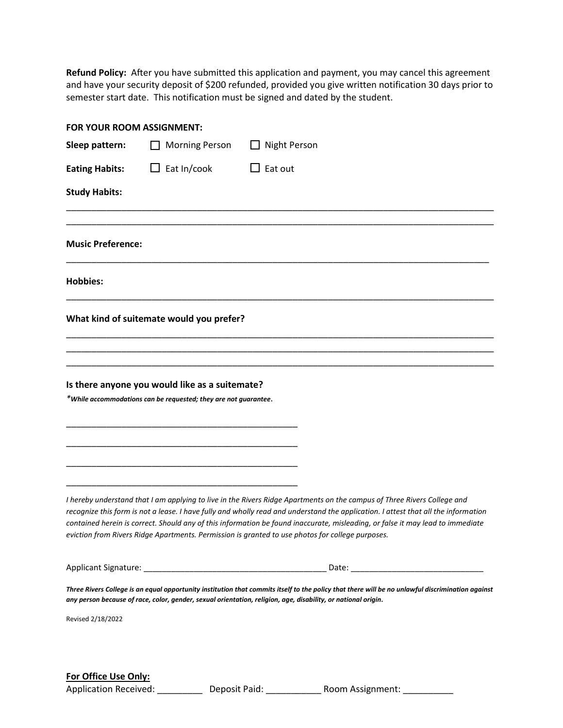**Refund Policy:** After you have submitted this application and payment, you may cancel this agreement and have your security deposit of $200 refunded, provided you give written notification 30 days prior to semester start date. This notification must be signed and dated by the student.

**FOR YOUR ROOM ASSIGNMENT:**

**Sleep pattern:** ☐ Morning Person ☐ Night Person

**Eating Habits:** ☐ Eat In/cook ☐ Eat out

**Study Habits:**

_______________________________________________________________________________________

_______________________________________________________________________________________

**Music Preference:**

_______________________________________________________________________________________

**Hobbies:**

_______________________________________________________________________________________

**What kind of suitemate would you prefer?**

_______________________________________________________________________________________

_______________________________________________________________________________________

_______________________________________________________________________________________

**Is there anyone you would like as a suitemate?**

****While accommodations can be requested; they are not guarantee.***

_______________________________________________

_______________________________________________

_______________________________________________

_______________________________________________

*I hereby understand that I am applying to live in the Rivers Ridge Apartments on the campus of Three Rivers College and recognize this form is not a lease. I have fully and wholly read and understand the application. I attest that all the information contained herein is correct. Should any of this information be found inaccurate, misleading, or false it may lead to immediate eviction from Rivers Ridge Apartments. Permission is granted to use photos for college purposes.*

Applicant Signature: ________________________________________ Date: ____________________________

***Three Rivers College is an equal opportunity institution that commits itself to the policy that there will be no unlawful discrimination against any person because of race, color, gender, sexual orientation, religion, age, disability, or national origin.***

Revised 2/18/2022

**For Office Use Only:**

Application Received: _________ Deposit Paid: ___________ Room Assignment: __________